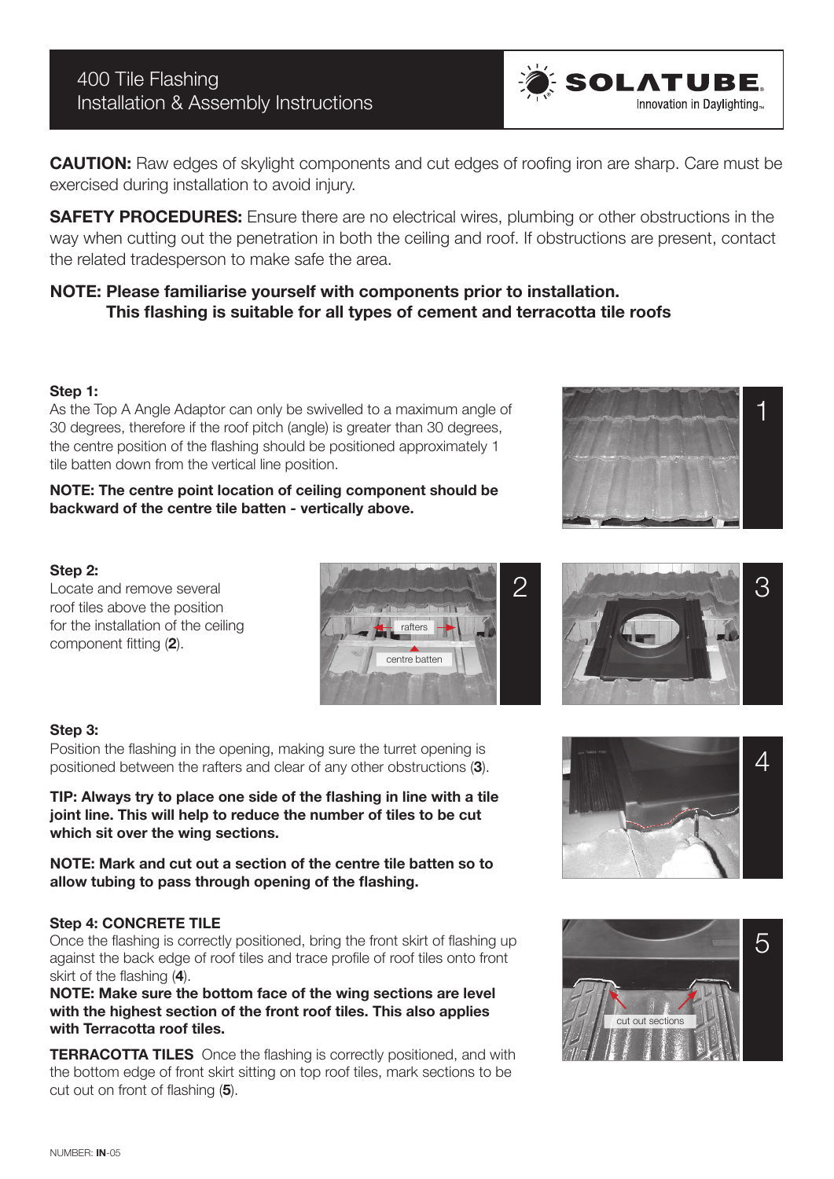# 400 Tile Flashing
## Installation & Assembly Instructions

**CAUTION:** Raw edges of skylight components and cut edges of roofing iron are sharp. Care must be exercised during installation to avoid injury.

**SAFETY PROCEDURES:** Ensure there are no electrical wires, plumbing or other obstructions in the way when cutting out the penetration in both the ceiling and roof. If obstructions are present, contact the related tradesperson to make safe the area.

**NOTE: Please familiarise yourself with components prior to installation.**
**This flashing is suitable for all types of cement and terracotta tile roofs**

**Step 1:**
As the Top A Angle Adaptor can only be swivelled to a maximum angle of 30 degrees, therefore if the roof pitch (angle) is greater than 30 degrees, the centre position of the flashing should be positioned approximately 1 tile batten down from the vertical line position.

**NOTE: The centre point location of ceiling component should be backward of the centre tile batten - vertically above.**

**Step 2:**
Locate and remove several roof tiles above the position for the installation of the ceiling component fitting (**2**).

**Step 3:**
Position the flashing in the opening, making sure the turret opening is positioned between the rafters and clear of any other obstructions (**3**).

**TIP: Always try to place one side of the flashing in line with a tile joint line. This will help to reduce the number of tiles to be cut which sit over the wing sections.**

**NOTE: Mark and cut out a section of the centre tile batten so to allow tubing to pass through opening of the flashing.**

**Step 4: CONCRETE TILE**
Once the flashing is correctly positioned, bring the front skirt of flashing up against the back edge of roof tiles and trace profile of roof tiles onto front skirt of the flashing (**4**).
**NOTE: Make sure the bottom face of the wing sections are level with the highest section of the front roof tiles. This also applies with Terracotta roof tiles.**

**TERRACOTTA TILES** Once the flashing is correctly positioned, and with the bottom edge of front skirt sitting on top roof tiles, mark sections to be cut out on front of flashing (**5**).

NUMBER: **IN**-05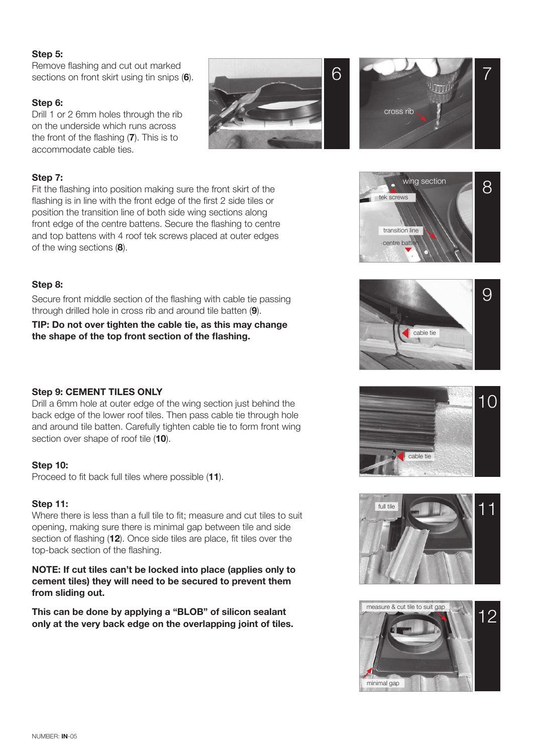**Step 5:**
Remove flashing and cut out marked sections on front skirt using tin snips (**6**).

**Step 6:**
Drill 1 or 2 6mm holes through the rib on the underside which runs across the front of the flashing (**7**). This is to accommodate cable ties.

**Step 7:**
Fit the flashing into position making sure the front skirt of the flashing is in line with the front edge of the first 2 side tiles or position the transition line of both side wing sections along front edge of the centre battens. Secure the flashing to centre and top battens with 4 roof tek screws placed at outer edges of the wing sections (**8**).

**Step 8:**
Secure front middle section of the flashing with cable tie passing through drilled hole in cross rib and around tile batten (**9**).

**TIP: Do not over tighten the cable tie, as this may change the shape of the top front section of the flashing.**

**Step 9: CEMENT TILES ONLY**
Drill a 6mm hole at outer edge of the wing section just behind the back edge of the lower roof tiles. Then pass cable tie through hole and around tile batten. Carefully tighten cable tie to form front wing section over shape of roof tile (**10**).

**Step 10:**
Proceed to fit back full tiles where possible (**11**).

**Step 11:**
Where there is less than a full tile to fit; measure and cut tiles to suit opening, making sure there is minimal gap between tile and side section of flashing (**12**). Once side tiles are place, fit tiles over the top-back section of the flashing.

**NOTE: If cut tiles can't be locked into place (applies only to cement tiles) they will need to be secured to prevent them from sliding out.**

**This can be done by applying a "BLOB" of silicon sealant only at the very back edge on the overlapping joint of tiles.**

NUMBER: **IN**-05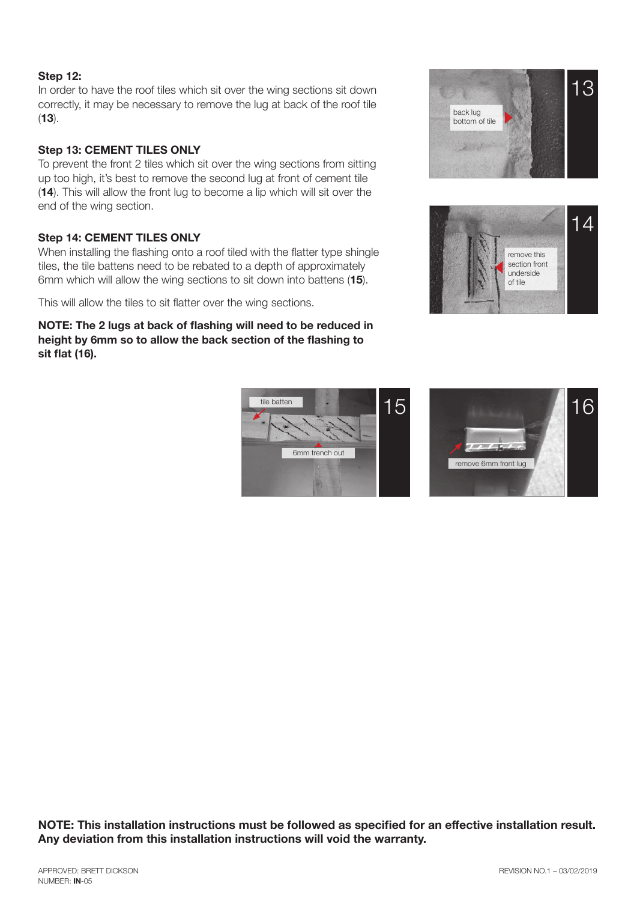**Step 12:**
In order to have the roof tiles which sit over the wing sections sit down correctly, it may be necessary to remove the lug at back of the roof tile (**13**).

**Step 13: CEMENT TILES ONLY**
To prevent the front 2 tiles which sit over the wing sections from sitting up too high, it's best to remove the second lug at front of cement tile (**14**). This will allow the front lug to become a lip which will sit over the end of the wing section.

**Step 14: CEMENT TILES ONLY**
When installing the flashing onto a roof tiled with the flatter type shingle tiles, the tile battens need to be rebated to a depth of approximately 6mm which will allow the wing sections to sit down into battens (**15**).

This will allow the tiles to sit flatter over the wing sections.

**NOTE: The 2 lugs at back of flashing will need to be reduced in height by 6mm so to allow the back section of the flashing to sit flat (16).**

13

back lug bottom of tile

14

remove this section front underside of tile

15

tile batten

6mm trench out

16

remove 6mm front lug

**NOTE: This installation instructions must be followed as specified for an effective installation result. Any deviation from this installation instructions will void the warranty.**

APPROVED: BRETT DICKSON
NUMBER: **IN**-05

REVISION NO.1 – 03/02/2019